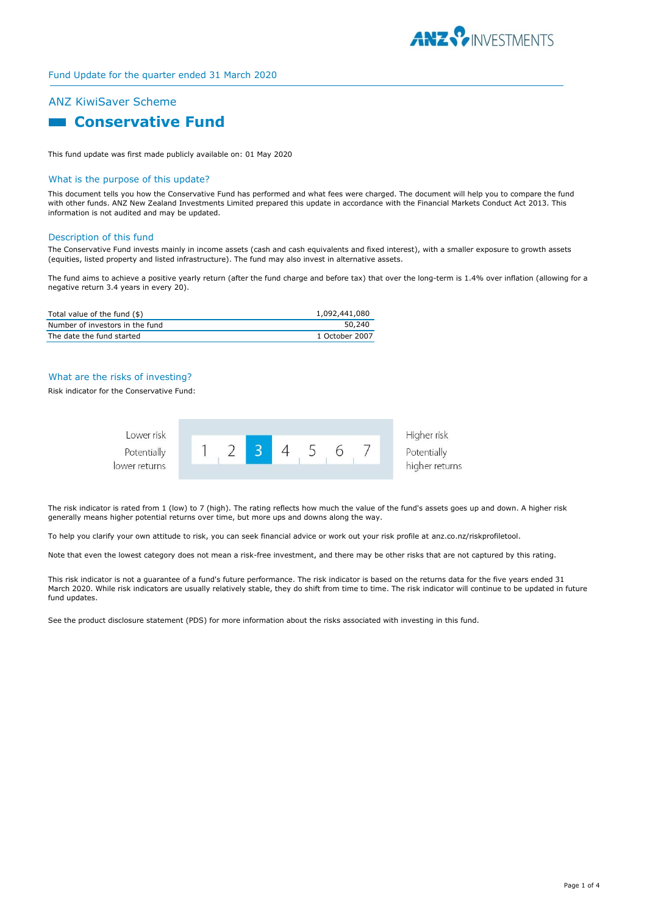Fund Update for the quarter ended 31 March 2020

## ANZ KiwiSaver Scheme

# Conservative Fund

This fund update was first made publicly available on: 01 May 2020

### What is the purpose of this update?

This document tells you how the Conservative Fund has performed and what fees were charged. The document will help you to compare the fund with other funds. ANZ New Zealand Investments Limited prepared this update in accordance with the Financial Markets Conduct Act 2013. This information is not audited and may be updated.

### Description of this fund

The Conservative Fund invests mainly in income assets (cash and cash equivalents and fixed interest), with a smaller exposure to growth assets (equities, listed property and listed infrastructure). The fund may also invest in alternative assets.

The fund aims to achieve a positive yearly return (after the fund charge and before tax) that over the long-term is 1.4% over inflation (allowing for a negative return 3.4 years in every 20).

| | |
|---|---|
| Total value of the fund ($) | 1,092,441,080 |
| Number of investors in the fund | 50,240 |
| The date the fund started | 1 October 2007 |

### What are the risks of investing?

Risk indicator for the Conservative Fund:

| Lower risk<br>Potentially lower returns | 1 | 2 | **3** | 4 | 5 | 6 | 7 | Higher risk<br>Potentially higher returns |
|---|---|---|---|---|---|---|---|---|

The risk indicator is rated from 1 (low) to 7 (high). The rating reflects how much the value of the fund's assets goes up and down. A higher risk generally means higher potential returns over time, but more ups and downs along the way.

To help you clarify your own attitude to risk, you can seek financial advice or work out your risk profile at anz.co.nz/riskprofiletool.

Note that even the lowest category does not mean a risk-free investment, and there may be other risks that are not captured by this rating.

This risk indicator is not a guarantee of a fund's future performance. The risk indicator is based on the returns data for the five years ended 31 March 2020. While risk indicators are usually relatively stable, they do shift from time to time. The risk indicator will continue to be updated in future fund updates.

See the product disclosure statement (PDS) for more information about the risks associated with investing in this fund.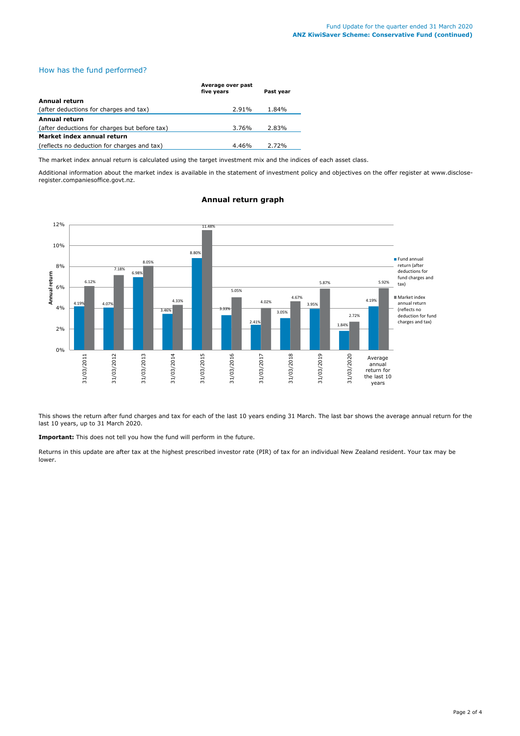## How has the fund performed?

| | Average over past five years | Past year |
|---|---|---|
| **Annual return** | | |
| (after deductions for charges and tax) | 2.91% | 1.84% |
| **Annual return** | | |
| (after deductions for charges but before tax) | 3.76% | 2.83% |
| **Market index annual return** | | |
| (reflects no deduction for charges and tax) | 4.46% | 2.72% |

The market index annual return is calculated using the target investment mix and the indices of each asset class.

Additional information about the market index is available in the statement of investment policy and objectives on the offer register at www.disclose-register.companiesoffice.govt.nz.

### Annual return graph

| Annual return | Fund annual return (after deductions for fund charges and tax) | Market index annual return (reflects no deduction for fund charges and tax) |
|---|---|---|
| 31/03/2011 | 4.19% | 6.12% |
| 31/03/2012 | 4.07% | 7.18% |
| 31/03/2013 | 6.98% | 8.05% |
| 31/03/2014 | 3.46% | 4.33% |
| 31/03/2015 | 8.80% | 11.48% |
| 31/03/2016 | 3.33% | 5.05% |
| 31/03/2017 | 2.41% | 4.02% |
| 31/03/2018 | 3.05% | 4.67% |
| 31/03/2019 | 3.95% | 5.87% |
| 31/03/2020 | 1.84% | 2.72% |
| Average annual return for the last 10 years | 4.19% | 5.92% |

This shows the return after fund charges and tax for each of the last 10 years ending 31 March. The last bar shows the average annual return for the last 10 years, up to 31 March 2020.

**Important:** This does not tell you how the fund will perform in the future.

Returns in this update are after tax at the highest prescribed investor rate (PIR) of tax for an individual New Zealand resident. Your tax may be lower.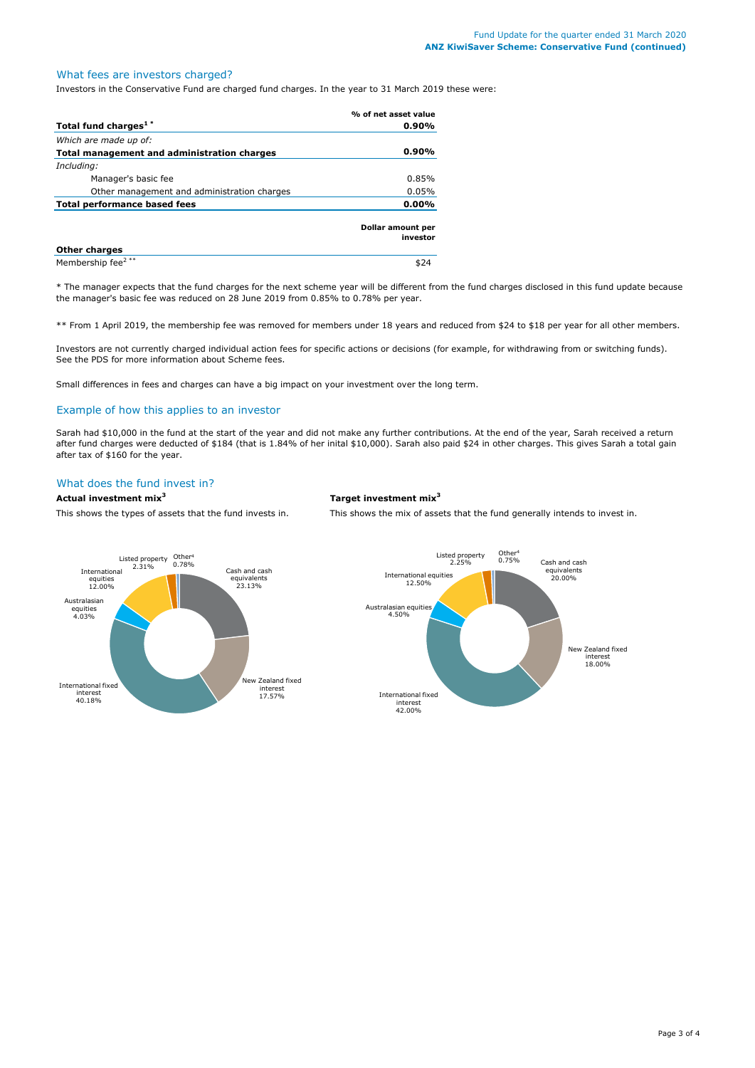## What fees are investors charged?

Investors in the Conservative Fund are charged fund charges. In the year to 31 March 2019 these were:

| | % of net asset value |
|---|---|
| **Total fund charges[1] \*** | **0.90%** |
| *Which are made up of:* | |
| **Total management and administration charges** | **0.90%** |
| *Including:* | |
| Manager's basic fee | 0.85% |
| Other management and administration charges | 0.05% |
| **Total performance based fees** | **0.00%** |
| | **Dollar amount per investor** |
| **Other charges** | |
| Membership fee[2] ** | $24 |

\* The manager expects that the fund charges for the next scheme year will be different from the fund charges disclosed in this fund update because the manager's basic fee was reduced on 28 June 2019 from 0.85% to 0.78% per year.

\*\* From 1 April 2019, the membership fee was removed for members under 18 years and reduced from $24 to $18 per year for all other members.

Investors are not currently charged individual action fees for specific actions or decisions (for example, for withdrawing from or switching funds). See the PDS for more information about Scheme fees.

Small differences in fees and charges can have a big impact on your investment over the long term.

## Example of how this applies to an investor

Sarah had $10,000 in the fund at the start of the year and did not make any further contributions. At the end of the year, Sarah received a return after fund charges were deducted of $184 (that is 1.84% of her inital $10,000). Sarah also paid $24 in other charges. This gives Sarah a total gain after tax of $160 for the year.

## What does the fund invest in?

### Actual investment mix[3]

This shows the types of assets that the fund invests in.

| Asset | % |
|---|---|
| Cash and cash equivalents | 23.13% |
| New Zealand fixed interest | 17.57% |
| International fixed interest | 40.18% |
| Australasian equities | 4.03% |
| International equities | 12.00% |
| Listed property | 2.31% |
| Other[4] | 0.78% |

### Target investment mix[3]

This shows the mix of assets that the fund generally intends to invest in.

| Asset | % |
|---|---|
| Cash and cash equivalents | 20.00% |
| New Zealand fixed interest | 18.00% |
| International fixed interest | 42.00% |
| Australasian equities | 4.50% |
| International equities | 12.50% |
| Listed property | 2.25% |
| Other[4] | 0.75% |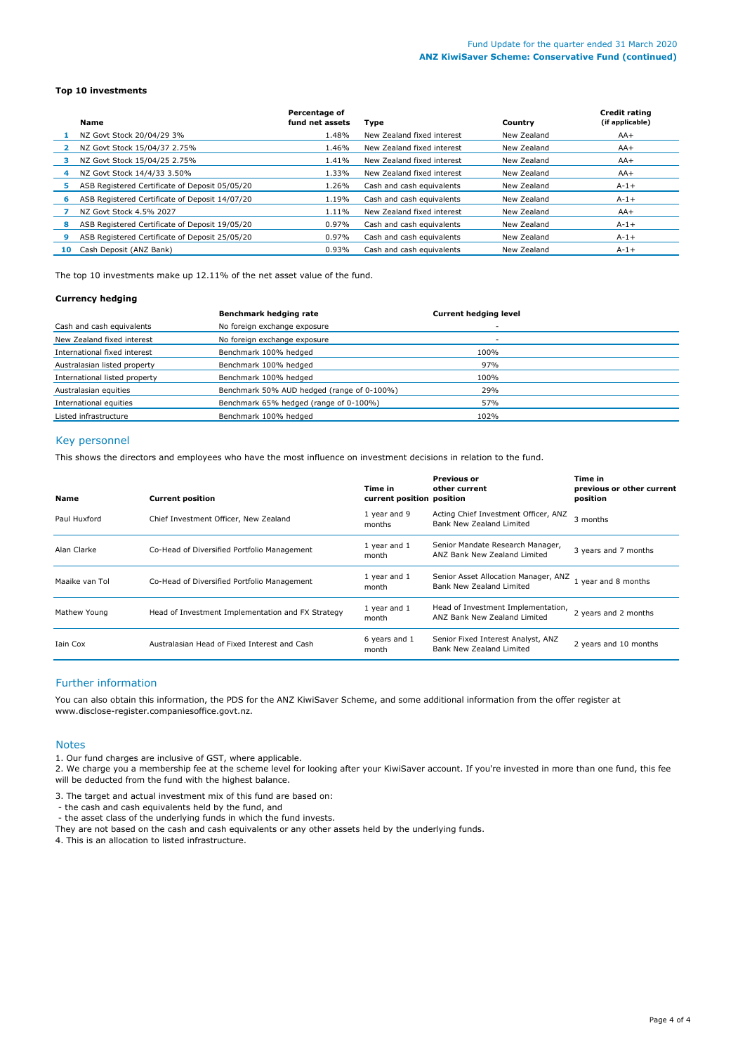### Top 10 investments

| | Name | Percentage of fund net assets | Type | Country | Credit rating (if applicable) |
|---|---|---|---|---|---|
| 1 | NZ Govt Stock 20/04/29 3% | 1.48% | New Zealand fixed interest | New Zealand | AA+ |
| 2 | NZ Govt Stock 15/04/37 2.75% | 1.46% | New Zealand fixed interest | New Zealand | AA+ |
| 3 | NZ Govt Stock 15/04/25 2.75% | 1.41% | New Zealand fixed interest | New Zealand | AA+ |
| 4 | NZ Govt Stock 14/4/33 3.50% | 1.33% | New Zealand fixed interest | New Zealand | AA+ |
| 5 | ASB Registered Certificate of Deposit 05/05/20 | 1.26% | Cash and cash equivalents | New Zealand | A-1+ |
| 6 | ASB Registered Certificate of Deposit 14/07/20 | 1.19% | Cash and cash equivalents | New Zealand | A-1+ |
| 7 | NZ Govt Stock 4.5% 2027 | 1.11% | New Zealand fixed interest | New Zealand | AA+ |
| 8 | ASB Registered Certificate of Deposit 19/05/20 | 0.97% | Cash and cash equivalents | New Zealand | A-1+ |
| 9 | ASB Registered Certificate of Deposit 25/05/20 | 0.97% | Cash and cash equivalents | New Zealand | A-1+ |
| 10 | Cash Deposit (ANZ Bank) | 0.93% | Cash and cash equivalents | New Zealand | A-1+ |

The top 10 investments make up 12.11% of the net asset value of the fund.

### Currency hedging

| | Benchmark hedging rate | Current hedging level |
|---|---|---|
| Cash and cash equivalents | No foreign exchange exposure | - |
| New Zealand fixed interest | No foreign exchange exposure | - |
| International fixed interest | Benchmark 100% hedged | 100% |
| Australasian listed property | Benchmark 100% hedged | 97% |
| International listed property | Benchmark 100% hedged | 100% |
| Australasian equities | Benchmark 50% AUD hedged (range of 0-100%) | 29% |
| International equities | Benchmark 65% hedged (range of 0-100%) | 57% |
| Listed infrastructure | Benchmark 100% hedged | 102% |

## Key personnel

This shows the directors and employees who have the most influence on investment decisions in relation to the fund.

| Name | Current position | Time in current position | Previous or other current position | Time in previous or other current position |
|---|---|---|---|---|
| Paul Huxford | Chief Investment Officer, New Zealand | 1 year and 9 months | Acting Chief Investment Officer, ANZ Bank New Zealand Limited | 3 months |
| Alan Clarke | Co-Head of Diversified Portfolio Management | 1 year and 1 month | Senior Mandate Research Manager, ANZ Bank New Zealand Limited | 3 years and 7 months |
| Maaike van Tol | Co-Head of Diversified Portfolio Management | 1 year and 1 month | Senior Asset Allocation Manager, ANZ Bank New Zealand Limited | 1 year and 8 months |
| Mathew Young | Head of Investment Implementation and FX Strategy | 1 year and 1 month | Head of Investment Implementation, ANZ Bank New Zealand Limited | 2 years and 2 months |
| Iain Cox | Australasian Head of Fixed Interest and Cash | 6 years and 1 month | Senior Fixed Interest Analyst, ANZ Bank New Zealand Limited | 2 years and 10 months |

## Further information

You can also obtain this information, the PDS for the ANZ KiwiSaver Scheme, and some additional information from the offer register at www.disclose-register.companiesoffice.govt.nz.

## Notes

1. Our fund charges are inclusive of GST, where applicable.
2. We charge you a membership fee at the scheme level for looking after your KiwiSaver account. If you're invested in more than one fund, this fee will be deducted from the fund with the highest balance.
3. The target and actual investment mix of this fund are based on:
   - the cash and cash equivalents held by the fund, and
   - the asset class of the underlying funds in which the fund invests.

   They are not based on the cash and cash equivalents or any other assets held by the underlying funds.
4. This is an allocation to listed infrastructure.